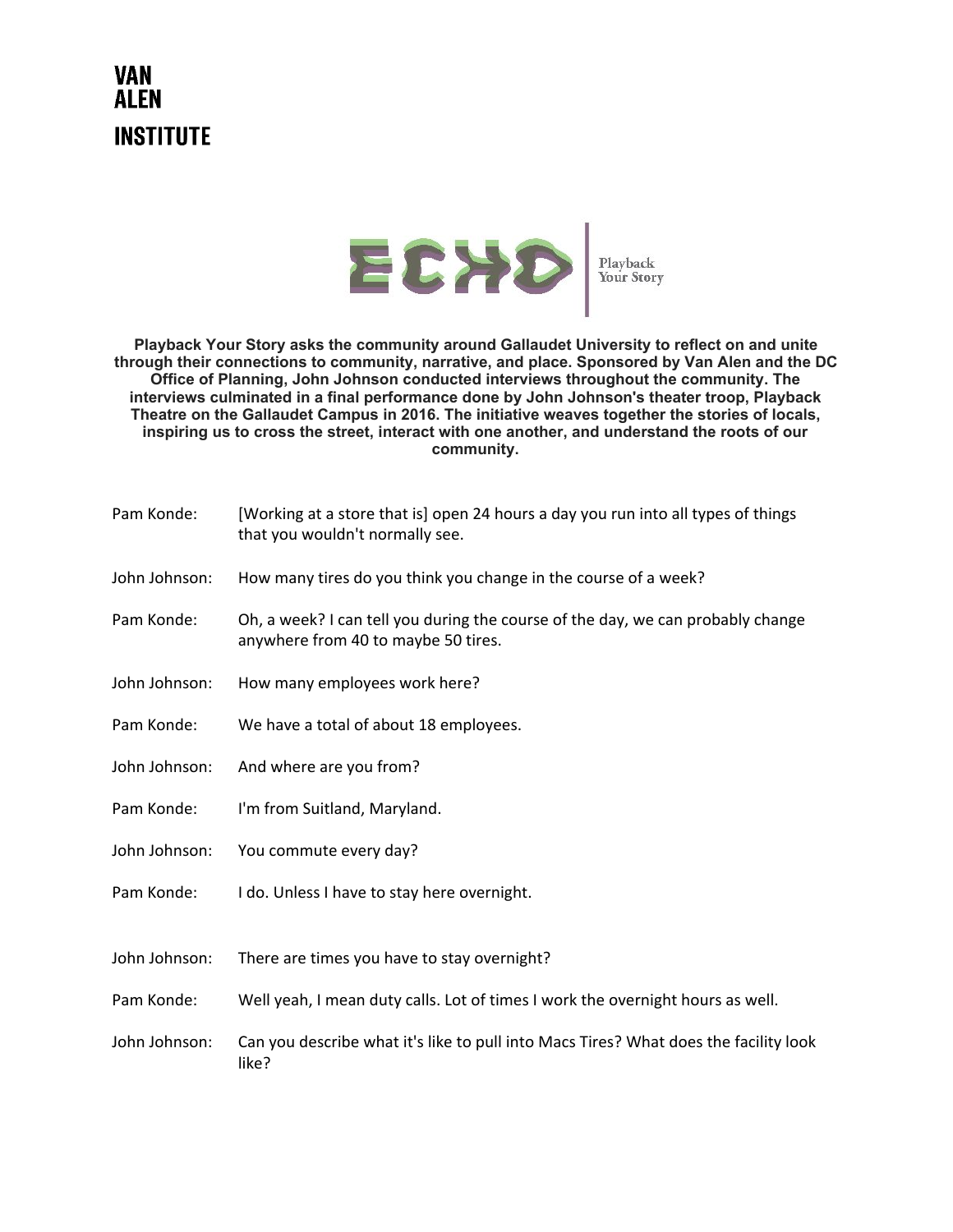# VAN ALEN INSTITUTE

ECHO | Playback Your Story

**Playback Your Story asks the community around Gallaudet University to reflect on and unite through their connections to community, narrative, and place. Sponsored by Van Alen and the DC Office of Planning, John Johnson conducted interviews throughout the community. The interviews culminated in a final performance done by John Johnson's theater troop, Playback Theatre on the Gallaudet Campus in 2016. The initiative weaves together the stories of locals, inspiring us to cross the street, interact with one another, and understand the roots of our community.**

Pam Konde: [Working at a store that is] open 24 hours a day you run into all types of things that you wouldn't normally see.

John Johnson: How many tires do you think you change in the course of a week?

Pam Konde: Oh, a week? I can tell you during the course of the day, we can probably change anywhere from 40 to maybe 50 tires.

John Johnson: How many employees work here?

Pam Konde: We have a total of about 18 employees.

John Johnson: And where are you from?

Pam Konde: I'm from Suitland, Maryland.

John Johnson: You commute every day?

Pam Konde: I do. Unless I have to stay here overnight.

John Johnson: There are times you have to stay overnight?

Pam Konde: Well yeah, I mean duty calls. Lot of times I work the overnight hours as well.

John Johnson: Can you describe what it's like to pull into Macs Tires? What does the facility look like?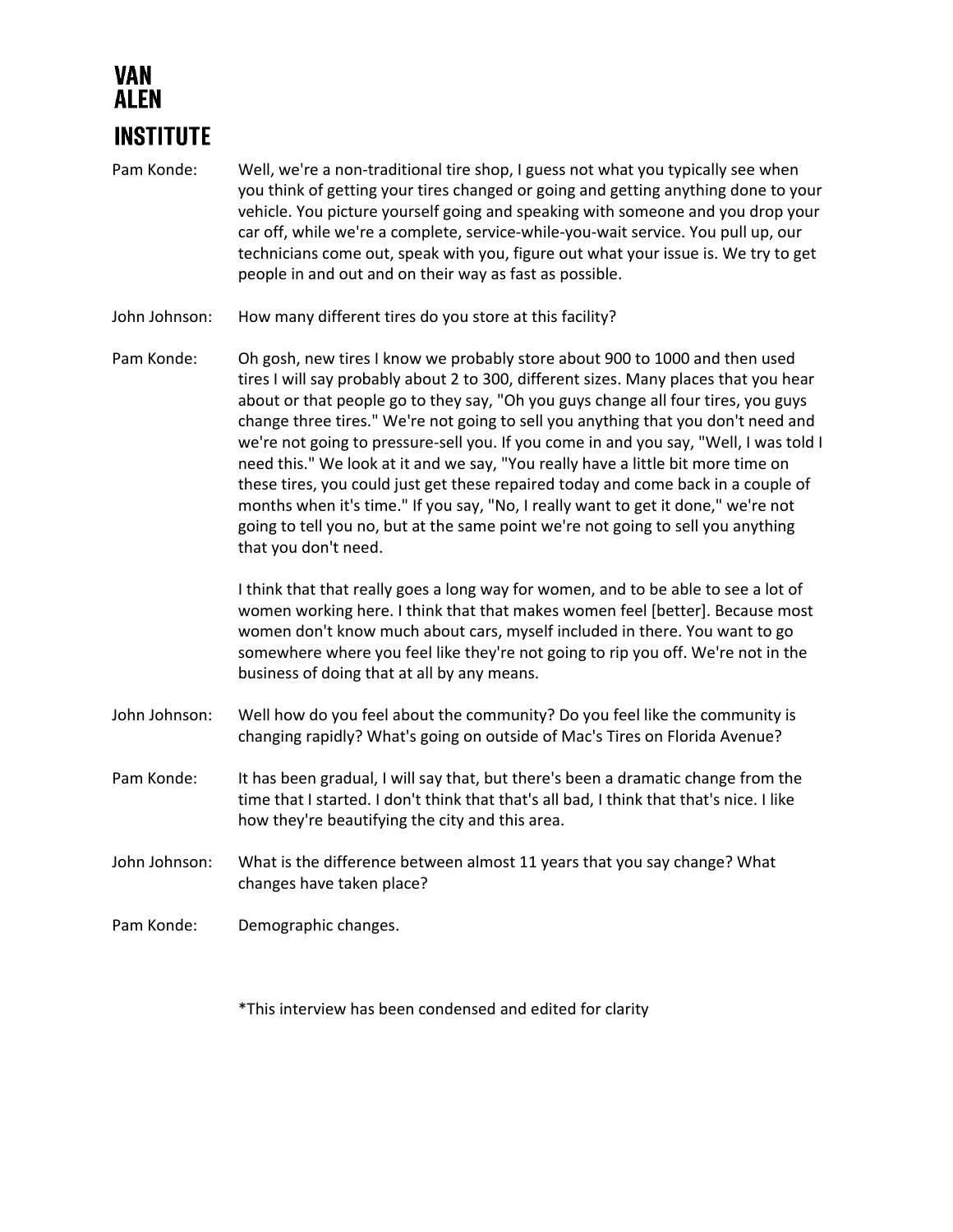**Pam Konde:** Well, we're a non-traditional tire shop, I guess not what you typically see when you think of getting your tires changed or going and getting anything done to your vehicle. You picture yourself going and speaking with someone and you drop your car off, while we're a complete, service-while-you-wait service. You pull up, our technicians come out, speak with you, figure out what your issue is. We try to get people in and out and on their way as fast as possible.

**John Johnson:** How many different tires do you store at this facility?

**Pam Konde:** Oh gosh, new tires I know we probably store about 900 to 1000 and then used tires I will say probably about 2 to 300, different sizes. Many places that you hear about or that people go to they say, "Oh you guys change all four tires, you guys change three tires." We're not going to sell you anything that you don't need and we're not going to pressure-sell you. If you come in and you say, "Well, I was told I need this." We look at it and we say, "You really have a little bit more time on these tires, you could just get these repaired today and come back in a couple of months when it's time." If you say, "No, I really want to get it done," we're not going to tell you no, but at the same point we're not going to sell you anything that you don't need.

I think that that really goes a long way for women, and to be able to see a lot of women working here. I think that that makes women feel [better]. Because most women don't know much about cars, myself included in there. You want to go somewhere where you feel like they're not going to rip you off. We're not in the business of doing that at all by any means.

**John Johnson:** Well how do you feel about the community? Do you feel like the community is changing rapidly? What's going on outside of Mac's Tires on Florida Avenue?

**Pam Konde:** It has been gradual, I will say that, but there's been a dramatic change from the time that I started. I don't think that that's all bad, I think that that's nice. I like how they're beautifying the city and this area.

**John Johnson:** What is the difference between almost 11 years that you say change? What changes have taken place?

**Pam Konde:** Demographic changes.

*This interview has been condensed and edited for clarity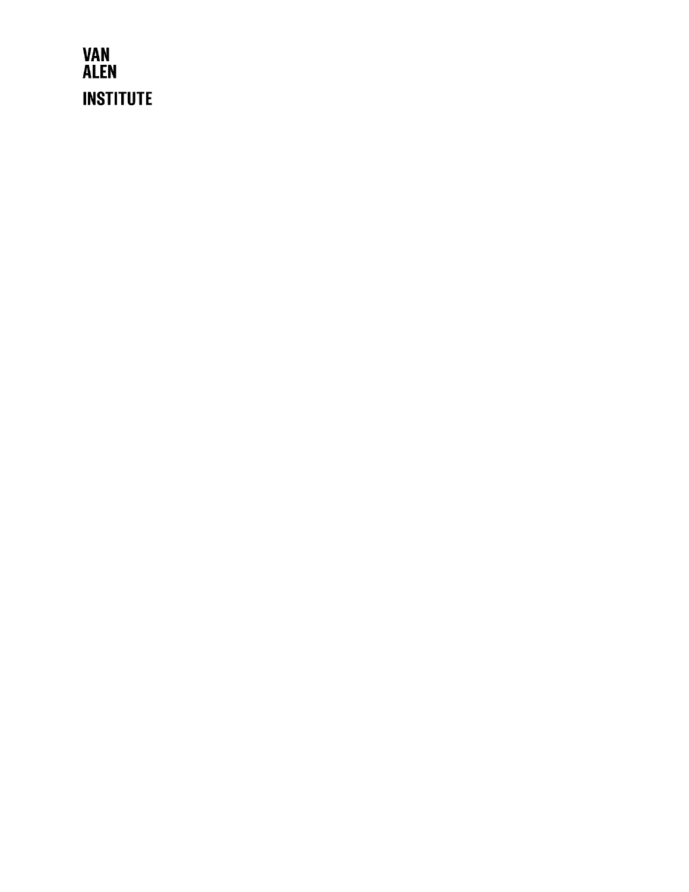VAN
ALEN
INSTITUTE